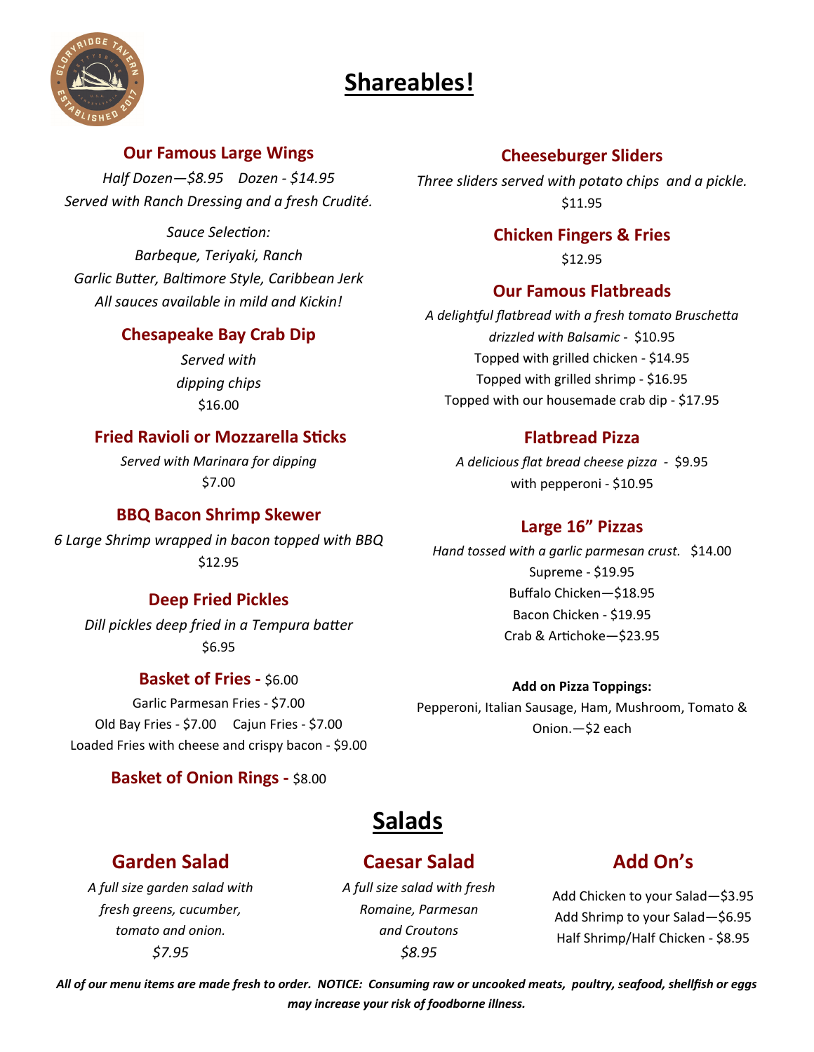# Shareables!

### Our Famous Large Wings

*Half Dozen—$8.95    Dozen - $14.95*

*Served with Ranch Dressing and a fresh Crudité.*

*Sauce Selection:*

*Barbeque, Teriyaki, Ranch*

*Garlic Butter, Baltimore Style, Caribbean Jerk*

*All sauces available in mild and Kickin!*

### Chesapeake Bay Crab Dip

*Served with dipping chips*

$16.00

### Fried Ravioli or Mozzarella Sticks

*Served with Marinara for dipping*

$7.00

### BBQ Bacon Shrimp Skewer

*6 Large Shrimp wrapped in bacon topped with BBQ*

$12.95

### Deep Fried Pickles

*Dill pickles deep fried in a Tempura batter*

$6.95

### Basket of Fries - $6.00

Garlic Parmesan Fries - $7.00

Old Bay Fries - $7.00    Cajun Fries - $7.00

Loaded Fries with cheese and crispy bacon - $9.00

### Basket of Onion Rings - $8.00

### Cheeseburger Sliders

*Three sliders served with potato chips and a pickle.*

$11.95

### Chicken Fingers & Fries

$12.95

### Our Famous Flatbreads

*A delightful flatbread with a fresh tomato Bruschetta drizzled with Balsamic* - $10.95

Topped with grilled chicken - $14.95

Topped with grilled shrimp - $16.95

Topped with our housemade crab dip - $17.95

### Flatbread Pizza

*A delicious flat bread cheese pizza* - $9.95

with pepperoni - $10.95

### Large 16" Pizzas

*Hand tossed with a garlic parmesan crust.* $14.00

Supreme - $19.95

Buffalo Chicken—$18.95

Bacon Chicken - $19.95

Crab & Artichoke—$23.95

**Add on Pizza Toppings:**

Pepperoni, Italian Sausage, Ham, Mushroom, Tomato & Onion.—$2 each

# Salads

### Garden Salad

*A full size garden salad with fresh greens, cucumber, tomato and onion.*

*$7.95*

### Caesar Salad

*A full size salad with fresh Romaine, Parmesan and Croutons*

*$8.95*

### Add On's

Add Chicken to your Salad—$3.95

Add Shrimp to your Salad—$6.95

Half Shrimp/Half Chicken - $8.95

***All of our menu items are made fresh to order. NOTICE: Consuming raw or uncooked meats, poultry, seafood, shellfish or eggs may increase your risk of foodborne illness.***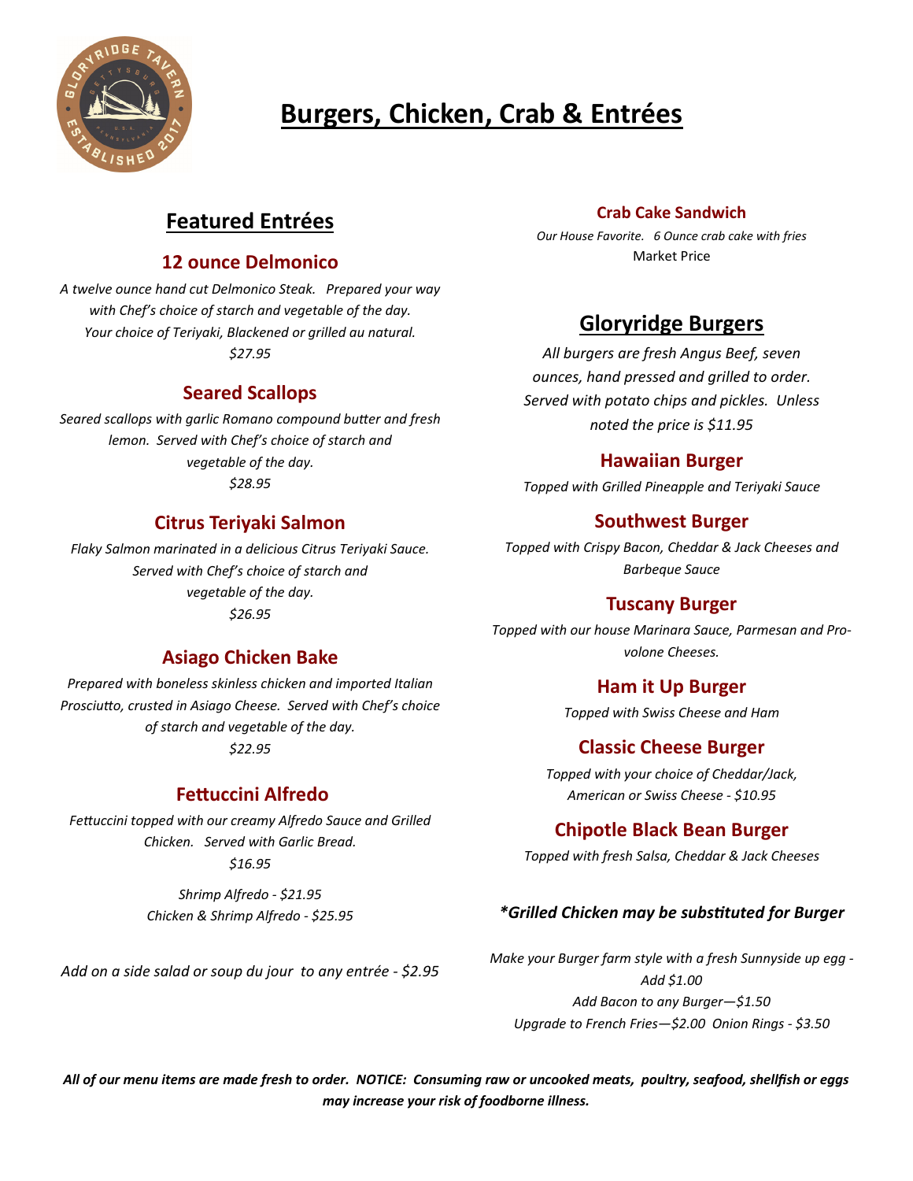# Burgers, Chicken, Crab & Entrées

## Featured Entrées

### 12 ounce Delmonico

*A twelve ounce hand cut Delmonico Steak. Prepared your way with Chef's choice of starch and vegetable of the day. Your choice of Teriyaki, Blackened or grilled au natural.*
*$27.95*

### Seared Scallops

*Seared scallops with garlic Romano compound butter and fresh lemon. Served with Chef's choice of starch and vegetable of the day.*
*$28.95*

### Citrus Teriyaki Salmon

*Flaky Salmon marinated in a delicious Citrus Teriyaki Sauce. Served with Chef's choice of starch and vegetable of the day.*
*$26.95*

### Asiago Chicken Bake

*Prepared with boneless skinless chicken and imported Italian Prosciutto, crusted in Asiago Cheese. Served with Chef's choice of starch and vegetable of the day.*
*$22.95*

### Fettuccini Alfredo

*Fettuccini topped with our creamy Alfredo Sauce and Grilled Chicken. Served with Garlic Bread.*
*$16.95*

*Shrimp Alfredo - $21.95*
*Chicken & Shrimp Alfredo - $25.95*

*Add on a side salad or soup du jour to any entrée - $2.95*

### Crab Cake Sandwich

*Our House Favorite. 6 Ounce crab cake with fries*
Market Price

## Gloryridge Burgers

*All burgers are fresh Angus Beef, seven ounces, hand pressed and grilled to order. Served with potato chips and pickles. Unless noted the price is $11.95*

### Hawaiian Burger

*Topped with Grilled Pineapple and Teriyaki Sauce*

### Southwest Burger

*Topped with Crispy Bacon, Cheddar & Jack Cheeses and Barbeque Sauce*

### Tuscany Burger

*Topped with our house Marinara Sauce, Parmesan and Provolone Cheeses.*

### Ham it Up Burger

*Topped with Swiss Cheese and Ham*

### Classic Cheese Burger

*Topped with your choice of Cheddar/Jack, American or Swiss Cheese - $10.95*

### Chipotle Black Bean Burger

*Topped with fresh Salsa, Cheddar & Jack Cheeses*

***Grilled Chicken may be substituted for Burger***

*Make your Burger farm style with a fresh Sunnyside up egg - Add $1.00*
*Add Bacon to any Burger—$1.50*
*Upgrade to French Fries—$2.00 Onion Rings - $3.50*

***All of our menu items are made fresh to order. NOTICE: Consuming raw or uncooked meats, poultry, seafood, shellfish or eggs may increase your risk of foodborne illness.***